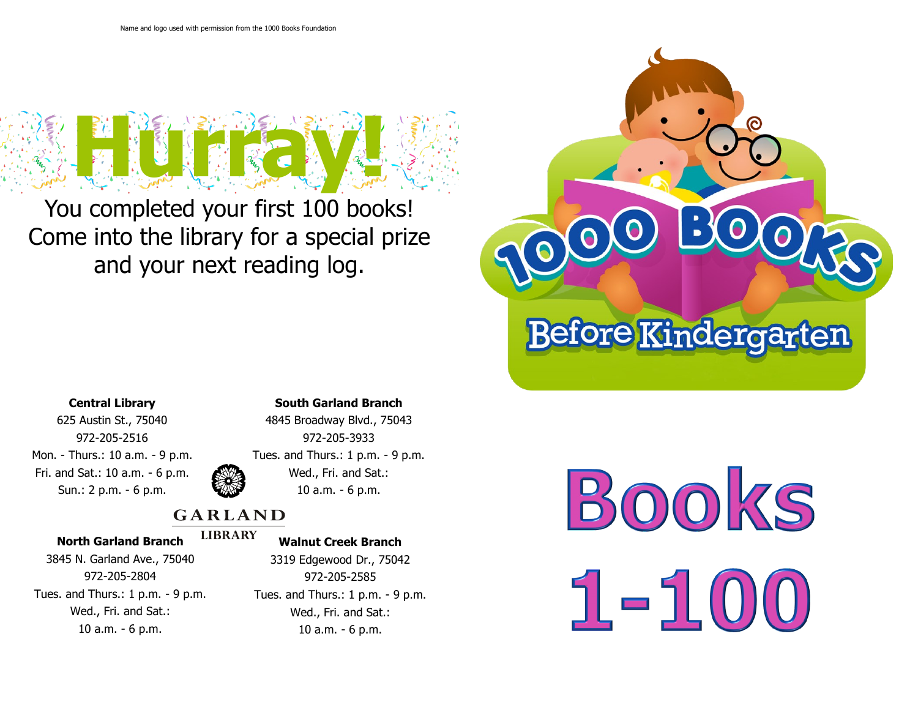Name and logo used with permission from the 1000 Books Foundation

# Hurray!

You completed your first 100 books!
Come into the library for a special prize and your next reading log.

**Central Library**
625 Austin St., 75040
972-205-2516
Mon. - Thurs.: 10 a.m. - 9 p.m.
Fri. and Sat.: 10 a.m. - 6 p.m.
Sun.: 2 p.m. - 6 p.m.

**South Garland Branch**
4845 Broadway Blvd., 75043
972-205-3933
Tues. and Thurs.: 1 p.m. - 9 p.m.
Wed., Fri. and Sat.:
10 a.m. - 6 p.m.

GARLAND LIBRARY

**North Garland Branch**
3845 N. Garland Ave., 75040
972-205-2804
Tues. and Thurs.: 1 p.m. - 9 p.m.
Wed., Fri. and Sat.:
10 a.m. - 6 p.m.

**Walnut Creek Branch**
3319 Edgewood Dr., 75042
972-205-2585
Tues. and Thurs.: 1 p.m. - 9 p.m.
Wed., Fri. and Sat.:
10 a.m. - 6 p.m.

1000 BOOKS Before Kindergarten

# Books 1-100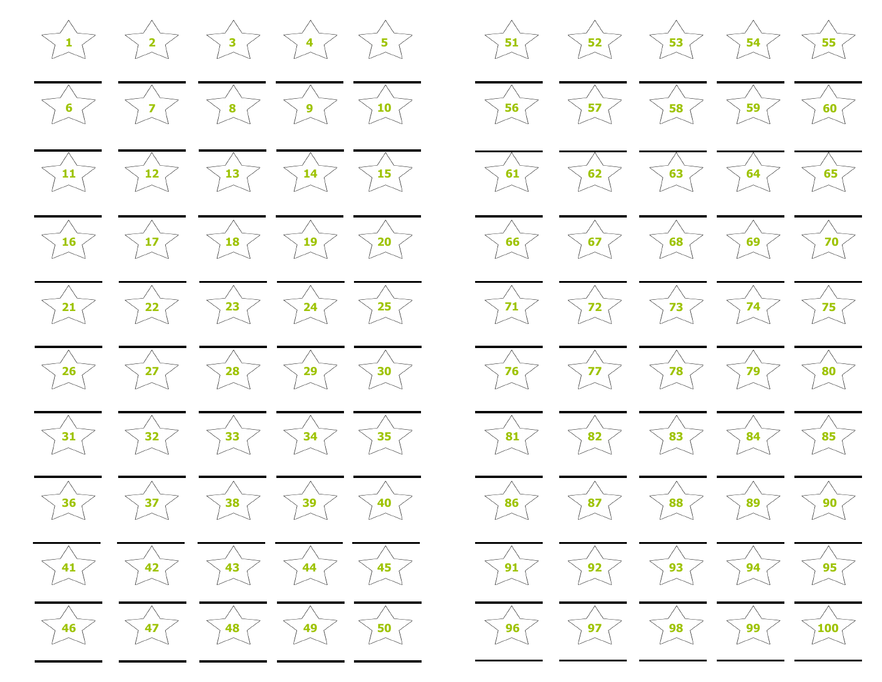| | | | | |
|---|---|---|---|---|
| 1 | 2 | 3 | 4 | 5 |
| 6 | 7 | 8 | 9 | 10 |
| 11 | 12 | 13 | 14 | 15 |
| 16 | 17 | 18 | 19 | 20 |
| 21 | 22 | 23 | 24 | 25 |
| 26 | 27 | 28 | 29 | 30 |
| 31 | 32 | 33 | 34 | 35 |
| 36 | 37 | 38 | 39 | 40 |
| 41 | 42 | 43 | 44 | 45 |
| 46 | 47 | 48 | 49 | 50 |

| | | | | |
|---|---|---|---|---|
| 51 | 52 | 53 | 54 | 55 |
| 56 | 57 | 58 | 59 | 60 |
| 61 | 62 | 63 | 64 | 65 |
| 66 | 67 | 68 | 69 | 70 |
| 71 | 72 | 73 | 74 | 75 |
| 76 | 77 | 78 | 79 | 80 |
| 81 | 82 | 83 | 84 | 85 |
| 86 | 87 | 88 | 89 | 90 |
| 91 | 92 | 93 | 94 | 95 |
| 96 | 97 | 98 | 99 | 100 |